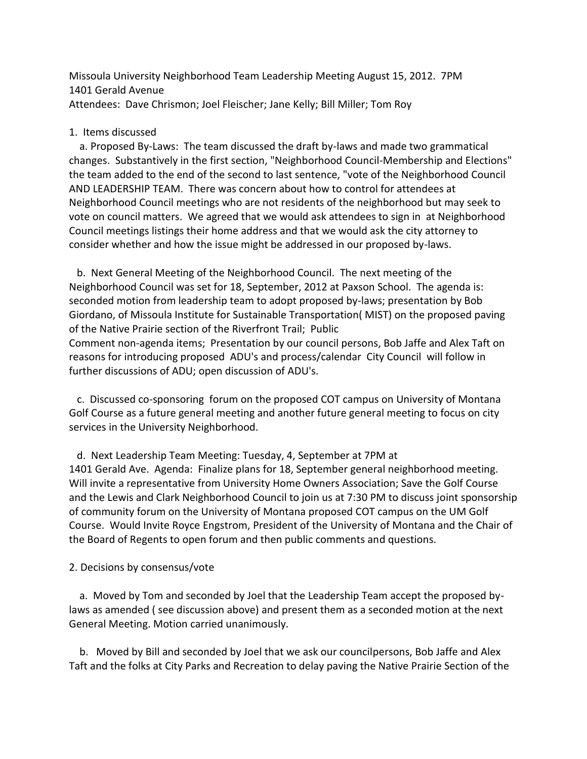Missoula University Neighborhood Team Leadership Meeting August 15, 2012. 7PM
1401 Gerald Avenue
Attendees: Dave Chrismon; Joel Fleischer; Jane Kelly; Bill Miller; Tom Roy

1. Items discussed

   a. Proposed By-Laws: The team discussed the draft by-laws and made two grammatical changes. Substantively in the first section, "Neighborhood Council-Membership and Elections" the team added to the end of the second to last sentence, "vote of the Neighborhood Council AND LEADERSHIP TEAM. There was concern about how to control for attendees at Neighborhood Council meetings who are not residents of the neighborhood but may seek to vote on council matters. We agreed that we would ask attendees to sign in at Neighborhood Council meetings listings their home address and that we would ask the city attorney to consider whether and how the issue might be addressed in our proposed by-laws.

   b. Next General Meeting of the Neighborhood Council. The next meeting of the Neighborhood Council was set for 18, September, 2012 at Paxson School. The agenda is: seconded motion from leadership team to adopt proposed by-laws; presentation by Bob Giordano, of Missoula Institute for Sustainable Transportation( MIST) on the proposed paving of the Native Prairie section of the Riverfront Trail; Public Comment non-agenda items; Presentation by our council persons, Bob Jaffe and Alex Taft on reasons for introducing proposed ADU's and process/calendar City Council will follow in further discussions of ADU; open discussion of ADU's.

   c. Discussed co-sponsoring forum on the proposed COT campus on University of Montana Golf Course as a future general meeting and another future general meeting to focus on city services in the University Neighborhood.

   d. Next Leadership Team Meeting: Tuesday, 4, September at 7PM at 1401 Gerald Ave. Agenda: Finalize plans for 18, September general neighborhood meeting. Will invite a representative from University Home Owners Association; Save the Golf Course and the Lewis and Clark Neighborhood Council to join us at 7:30 PM to discuss joint sponsorship of community forum on the University of Montana proposed COT campus on the UM Golf Course. Would Invite Royce Engstrom, President of the University of Montana and the Chair of the Board of Regents to open forum and then public comments and questions.

2. Decisions by consensus/vote

   a. Moved by Tom and seconded by Joel that the Leadership Team accept the proposed by-laws as amended ( see discussion above) and present them as a seconded motion at the next General Meeting. Motion carried unanimously.

   b. Moved by Bill and seconded by Joel that we ask our councilpersons, Bob Jaffe and Alex Taft and the folks at City Parks and Recreation to delay paving the Native Prairie Section of the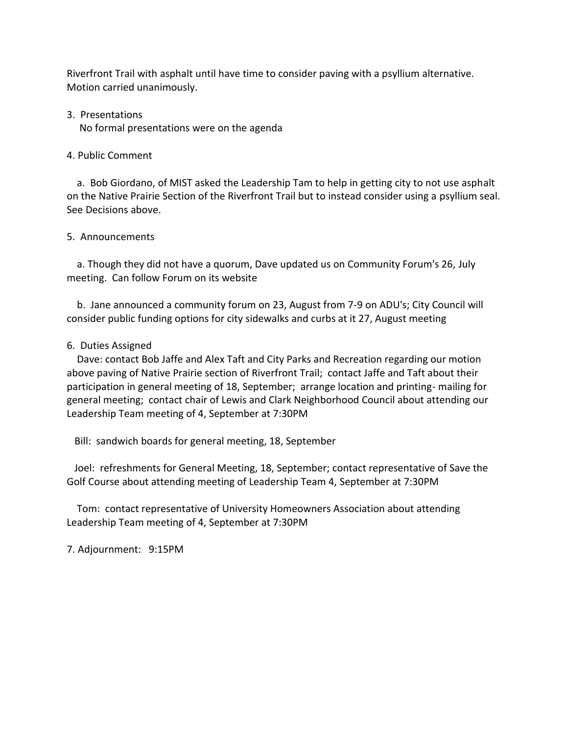Riverfront Trail with asphalt until have time to consider paving with a psyllium alternative. Motion carried unanimously.

3. Presentations
   No formal presentations were on the agenda

4. Public Comment

   a. Bob Giordano, of MIST asked the Leadership Tam to help in getting city to not use asphalt on the Native Prairie Section of the Riverfront Trail but to instead consider using a psyllium seal. See Decisions above.

5. Announcements

   a. Though they did not have a quorum, Dave updated us on Community Forum's 26, July meeting. Can follow Forum on its website

   b. Jane announced a community forum on 23, August from 7-9 on ADU's; City Council will consider public funding options for city sidewalks and curbs at it 27, August meeting

6. Duties Assigned
   Dave: contact Bob Jaffe and Alex Taft and City Parks and Recreation regarding our motion above paving of Native Prairie section of Riverfront Trail; contact Jaffe and Taft about their participation in general meeting of 18, September; arrange location and printing- mailing for general meeting; contact chair of Lewis and Clark Neighborhood Council about attending our Leadership Team meeting of 4, September at 7:30PM

   Bill: sandwich boards for general meeting, 18, September

   Joel: refreshments for General Meeting, 18, September; contact representative of Save the Golf Course about attending meeting of Leadership Team 4, September at 7:30PM

   Tom: contact representative of University Homeowners Association about attending Leadership Team meeting of 4, September at 7:30PM

7. Adjournment: 9:15PM